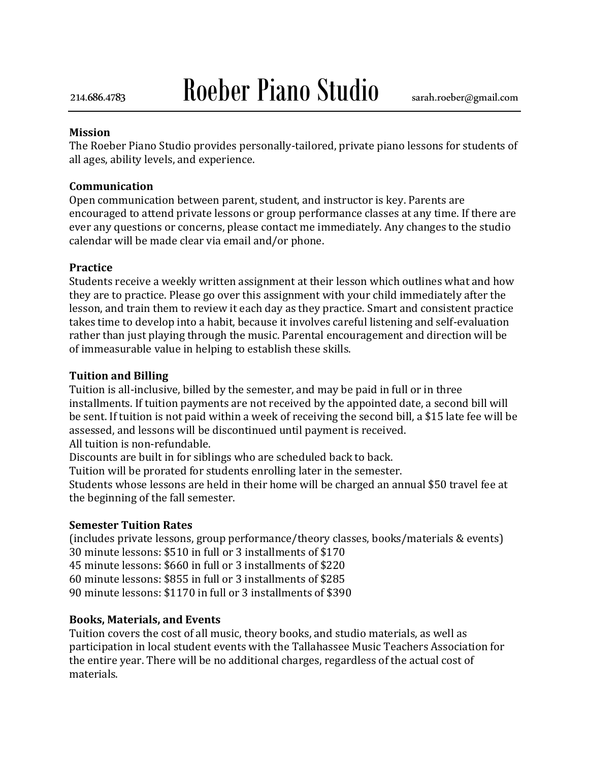# Roeber Piano Studio

214.686.4783 sarah.roeber@gmail.com

**Mission**

The Roeber Piano Studio provides personally-tailored, private piano lessons for students of all ages, ability levels, and experience.

**Communication**

Open communication between parent, student, and instructor is key. Parents are encouraged to attend private lessons or group performance classes at any time. If there are ever any questions or concerns, please contact me immediately. Any changes to the studio calendar will be made clear via email and/or phone.

**Practice**

Students receive a weekly written assignment at their lesson which outlines what and how they are to practice. Please go over this assignment with your child immediately after the lesson, and train them to review it each day as they practice. Smart and consistent practice takes time to develop into a habit, because it involves careful listening and self-evaluation rather than just playing through the music. Parental encouragement and direction will be of immeasurable value in helping to establish these skills.

**Tuition and Billing**

Tuition is all-inclusive, billed by the semester, and may be paid in full or in three installments. If tuition payments are not received by the appointed date, a second bill will be sent. If tuition is not paid within a week of receiving the second bill, a $15 late fee will be assessed, and lessons will be discontinued until payment is received.
All tuition is non-refundable.
Discounts are built in for siblings who are scheduled back to back.
Tuition will be prorated for students enrolling later in the semester.
Students whose lessons are held in their home will be charged an annual $50 travel fee at the beginning of the fall semester.

**Semester Tuition Rates**

(includes private lessons, group performance/theory classes, books/materials & events)
30 minute lessons: $510 in full or 3 installments of $170
45 minute lessons: $660 in full or 3 installments of $220
60 minute lessons: $855 in full or 3 installments of $285
90 minute lessons: $1170 in full or 3 installments of $390

**Books, Materials, and Events**

Tuition covers the cost of all music, theory books, and studio materials, as well as participation in local student events with the Tallahassee Music Teachers Association for the entire year. There will be no additional charges, regardless of the actual cost of materials.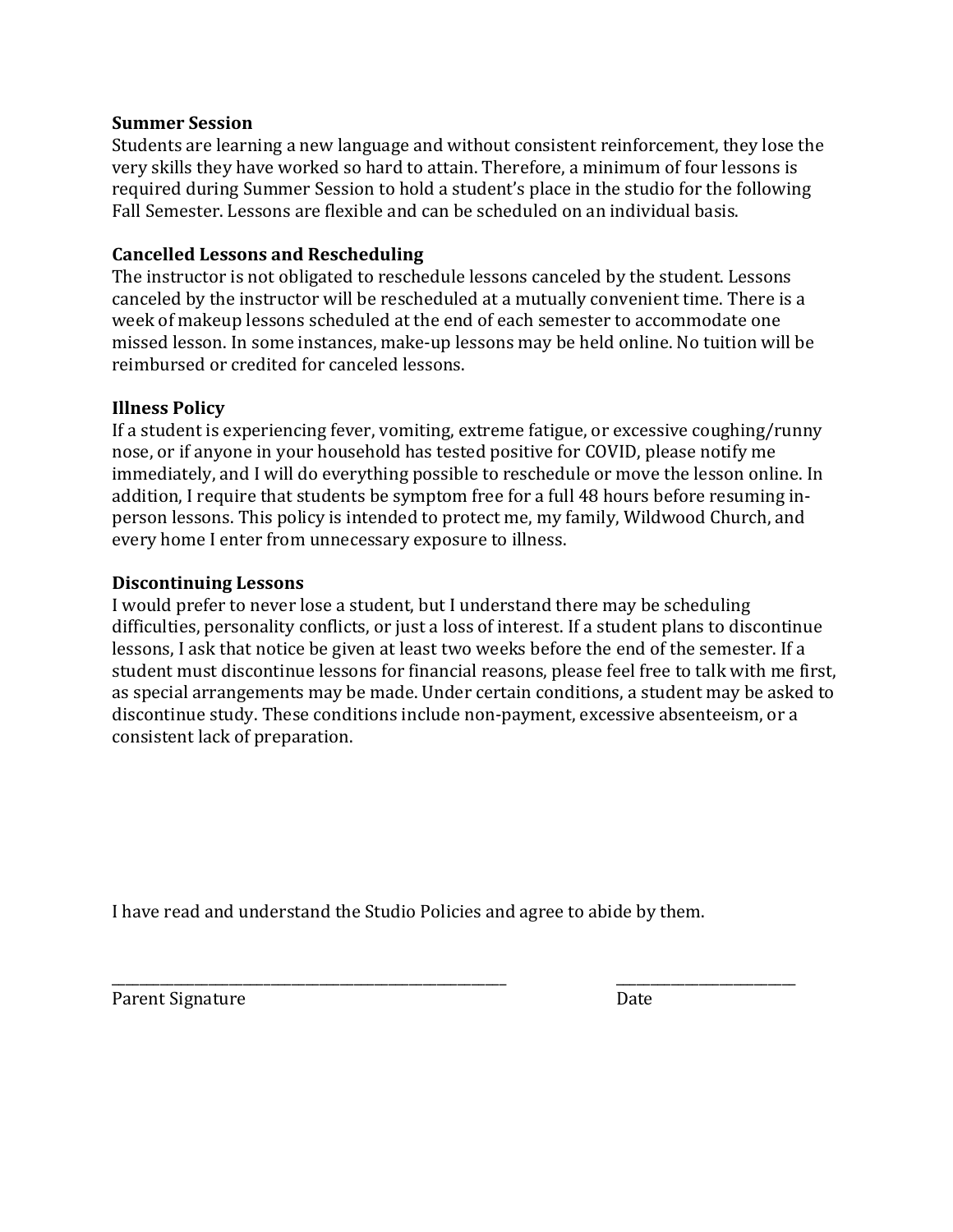**Summer Session**
Students are learning a new language and without consistent reinforcement, they lose the very skills they have worked so hard to attain. Therefore, a minimum of four lessons is required during Summer Session to hold a student's place in the studio for the following Fall Semester. Lessons are flexible and can be scheduled on an individual basis.

**Cancelled Lessons and Rescheduling**
The instructor is not obligated to reschedule lessons canceled by the student. Lessons canceled by the instructor will be rescheduled at a mutually convenient time. There is a week of makeup lessons scheduled at the end of each semester to accommodate one missed lesson. In some instances, make-up lessons may be held online. No tuition will be reimbursed or credited for canceled lessons.

**Illness Policy**
If a student is experiencing fever, vomiting, extreme fatigue, or excessive coughing/runny nose, or if anyone in your household has tested positive for COVID, please notify me immediately, and I will do everything possible to reschedule or move the lesson online. In addition, I require that students be symptom free for a full 48 hours before resuming in-person lessons. This policy is intended to protect me, my family, Wildwood Church, and every home I enter from unnecessary exposure to illness.

**Discontinuing Lessons**
I would prefer to never lose a student, but I understand there may be scheduling difficulties, personality conflicts, or just a loss of interest. If a student plans to discontinue lessons, I ask that notice be given at least two weeks before the end of the semester. If a student must discontinue lessons for financial reasons, please feel free to talk with me first, as special arrangements may be made. Under certain conditions, a student may be asked to discontinue study. These conditions include non-payment, excessive absenteeism, or a consistent lack of preparation.

I have read and understand the Studio Policies and agree to abide by them.

\_\_\_\_\_\_\_\_\_\_\_\_\_\_\_\_\_\_\_\_\_\_\_\_\_\_\_\_\_\_\_\_\_\_\_\_\_\_\_\_\_\_\_\_ &nbsp;&nbsp;&nbsp;&nbsp; \_\_\_\_\_\_\_\_\_\_\_\_\_\_\_\_\_\_\_\_\_\_
Parent Signature &nbsp;&nbsp;&nbsp;&nbsp; Date